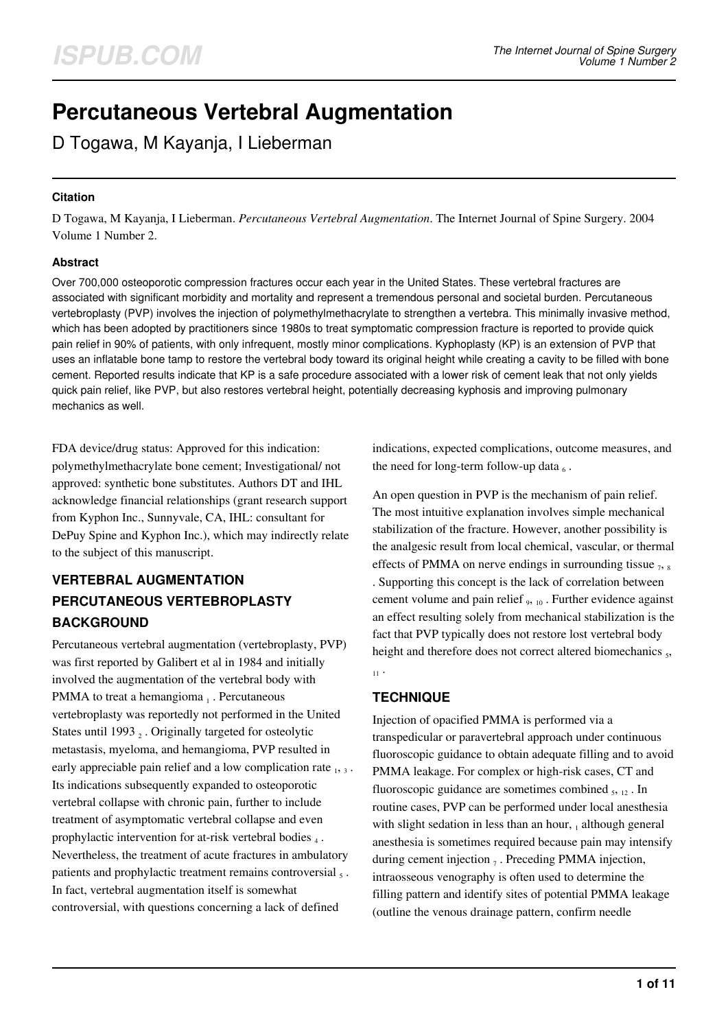# Percutaneous Vertebral Augmentation

D Togawa, M Kayanja, I Lieberman

### Citation

D Togawa, M Kayanja, I Lieberman. *Percutaneous Vertebral Augmentation*. The Internet Journal of Spine Surgery. 2004 Volume 1 Number 2.

### Abstract

Over 700,000 osteoporotic compression fractures occur each year in the United States. These vertebral fractures are associated with significant morbidity and mortality and represent a tremendous personal and societal burden. Percutaneous vertebroplasty (PVP) involves the injection of polymethylmethacrylate to strengthen a vertebra. This minimally invasive method, which has been adopted by practitioners since 1980s to treat symptomatic compression fracture is reported to provide quick pain relief in 90% of patients, with only infrequent, mostly minor complications. Kyphoplasty (KP) is an extension of PVP that uses an inflatable bone tamp to restore the vertebral body toward its original height while creating a cavity to be filled with bone cement. Reported results indicate that KP is a safe procedure associated with a lower risk of cement leak that not only yields quick pain relief, like PVP, but also restores vertebral height, potentially decreasing kyphosis and improving pulmonary mechanics as well.

FDA device/drug status: Approved for this indication: polymethylmethacrylate bone cement; Investigational/ not approved: synthetic bone substitutes. Authors DT and IHL acknowledge financial relationships (grant research support from Kyphon Inc., Sunnyvale, CA, IHL: consultant for DePuy Spine and Kyphon Inc.), which may indirectly relate to the subject of this manuscript.

## VERTEBRAL AUGMENTATION PERCUTANEOUS VERTEBROPLASTY BACKGROUND

Percutaneous vertebral augmentation (vertebroplasty, PVP) was first reported by Galibert et al in 1984 and initially involved the augmentation of the vertebral body with PMMA to treat a hemangioma [1]. Percutaneous vertebroplasty was reportedly not performed in the United States until 1993 [2]. Originally targeted for osteolytic metastasis, myeloma, and hemangioma, PVP resulted in early appreciable pain relief and a low complication rate [1, 3]. Its indications subsequently expanded to osteoporotic vertebral collapse with chronic pain, further to include treatment of asymptomatic vertebral collapse and even prophylactic intervention for at-risk vertebral bodies [4]. Nevertheless, the treatment of acute fractures in ambulatory patients and prophylactic treatment remains controversial [5]. In fact, vertebral augmentation itself is somewhat controversial, with questions concerning a lack of defined indications, expected complications, outcome measures, and the need for long-term follow-up data [6].

An open question in PVP is the mechanism of pain relief. The most intuitive explanation involves simple mechanical stabilization of the fracture. However, another possibility is the analgesic result from local chemical, vascular, or thermal effects of PMMA on nerve endings in surrounding tissue [7, 8]. Supporting this concept is the lack of correlation between cement volume and pain relief [9, 10]. Further evidence against an effect resulting solely from mechanical stabilization is the fact that PVP typically does not restore lost vertebral body height and therefore does not correct altered biomechanics [5, 11].

## TECHNIQUE

Injection of opacified PMMA is performed via a transpedicular or paravertebral approach under continuous fluoroscopic guidance to obtain adequate filling and to avoid PMMA leakage. For complex or high-risk cases, CT and fluoroscopic guidance are sometimes combined [5, 12]. In routine cases, PVP can be performed under local anesthesia with slight sedation in less than an hour, [1] although general anesthesia is sometimes required because pain may intensify during cement injection [7]. Preceding PMMA injection, intraosseous venography is often used to determine the filling pattern and identify sites of potential PMMA leakage (outline the venous drainage pattern, confirm needle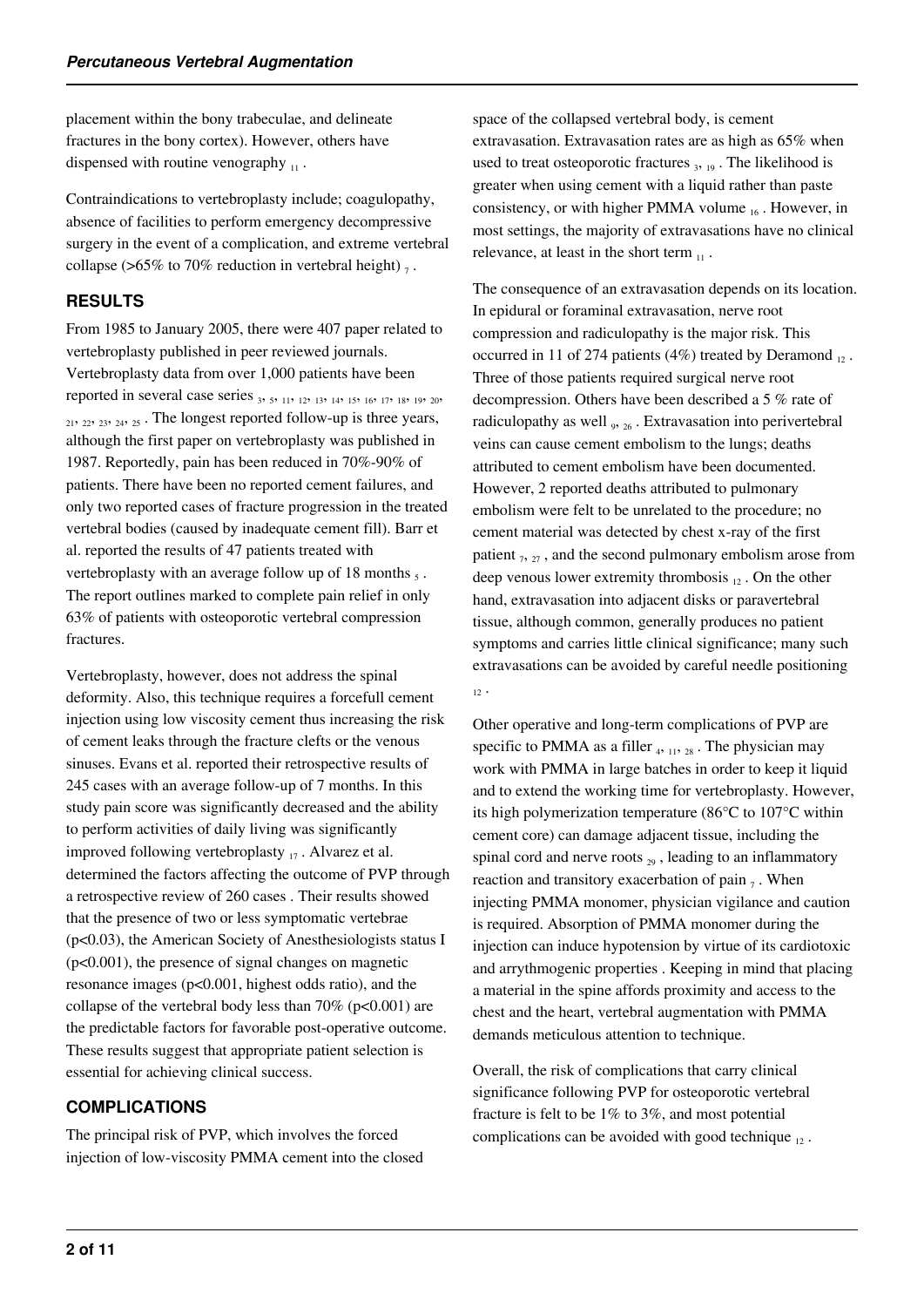placement within the bony trabeculae, and delineate fractures in the bony cortex). However, others have dispensed with routine venography [11].

Contraindications to vertebroplasty include; coagulopathy, absence of facilities to perform emergency decompressive surgery in the event of a complication, and extreme vertebral collapse (>65% to 70% reduction in vertebral height) [7].

## RESULTS

From 1985 to January 2005, there were 407 paper related to vertebroplasty published in peer reviewed journals. Vertebroplasty data from over 1,000 patients have been reported in several case series [3, 5, 11, 12, 13, 14, 15, 16, 17, 18, 19, 20, 21, 22, 23, 24, 25]. The longest reported follow-up is three years, although the first paper on vertebroplasty was published in 1987. Reportedly, pain has been reduced in 70%-90% of patients. There have been no reported cement failures, and only two reported cases of fracture progression in the treated vertebral bodies (caused by inadequate cement fill). Barr et al. reported the results of 47 patients treated with vertebroplasty with an average follow up of 18 months [5]. The report outlines marked to complete pain relief in only 63% of patients with osteoporotic vertebral compression fractures.

Vertebroplasty, however, does not address the spinal deformity. Also, this technique requires a forcefull cement injection using low viscosity cement thus increasing the risk of cement leaks through the fracture clefts or the venous sinuses. Evans et al. reported their retrospective results of 245 cases with an average follow-up of 7 months. In this study pain score was significantly decreased and the ability to perform activities of daily living was significantly improved following vertebroplasty [17]. Alvarez et al. determined the factors affecting the outcome of PVP through a retrospective review of 260 cases . Their results showed that the presence of two or less symptomatic vertebrae ($p<0.03$), the American Society of Anesthesiologists status I ($p<0.001$), the presence of signal changes on magnetic resonance images ($p<0.001$, highest odds ratio), and the collapse of the vertebral body less than 70% ($p<0.001$) are the predictable factors for favorable post-operative outcome. These results suggest that appropriate patient selection is essential for achieving clinical success.

## COMPLICATIONS

The principal risk of PVP, which involves the forced injection of low-viscosity PMMA cement into the closed space of the collapsed vertebral body, is cement extravasation. Extravasation rates are as high as 65% when used to treat osteoporotic fractures [3, 19]. The likelihood is greater when using cement with a liquid rather than paste consistency, or with higher PMMA volume [16]. However, in most settings, the majority of extravasations have no clinical relevance, at least in the short term [11].

The consequence of an extravasation depends on its location. In epidural or foraminal extravasation, nerve root compression and radiculopathy is the major risk. This occurred in 11 of 274 patients (4%) treated by Deramond [12]. Three of those patients required surgical nerve root decompression. Others have been described a 5 % rate of radiculopathy as well [9, 26]. Extravasation into perivertebral veins can cause cement embolism to the lungs; deaths attributed to cement embolism have been documented. However, 2 reported deaths attributed to pulmonary embolism were felt to be unrelated to the procedure; no cement material was detected by chest x-ray of the first patient [7, 27], and the second pulmonary embolism arose from deep venous lower extremity thrombosis [12]. On the other hand, extravasation into adjacent disks or paravertebral tissue, although common, generally produces no patient symptoms and carries little clinical significance; many such extravasations can be avoided by careful needle positioning [12].

Other operative and long-term complications of PVP are specific to PMMA as a filler [4, 11, 28]. The physician may work with PMMA in large batches in order to keep it liquid and to extend the working time for vertebroplasty. However, its high polymerization temperature (86°C to 107°C within cement core) can damage adjacent tissue, including the spinal cord and nerve roots [29], leading to an inflammatory reaction and transitory exacerbation of pain [7]. When injecting PMMA monomer, physician vigilance and caution is required. Absorption of PMMA monomer during the injection can induce hypotension by virtue of its cardiotoxic and arrythmogenic properties . Keeping in mind that placing a material in the spine affords proximity and access to the chest and the heart, vertebral augmentation with PMMA demands meticulous attention to technique.

Overall, the risk of complications that carry clinical significance following PVP for osteoporotic vertebral fracture is felt to be 1% to 3%, and most potential complications can be avoided with good technique [12].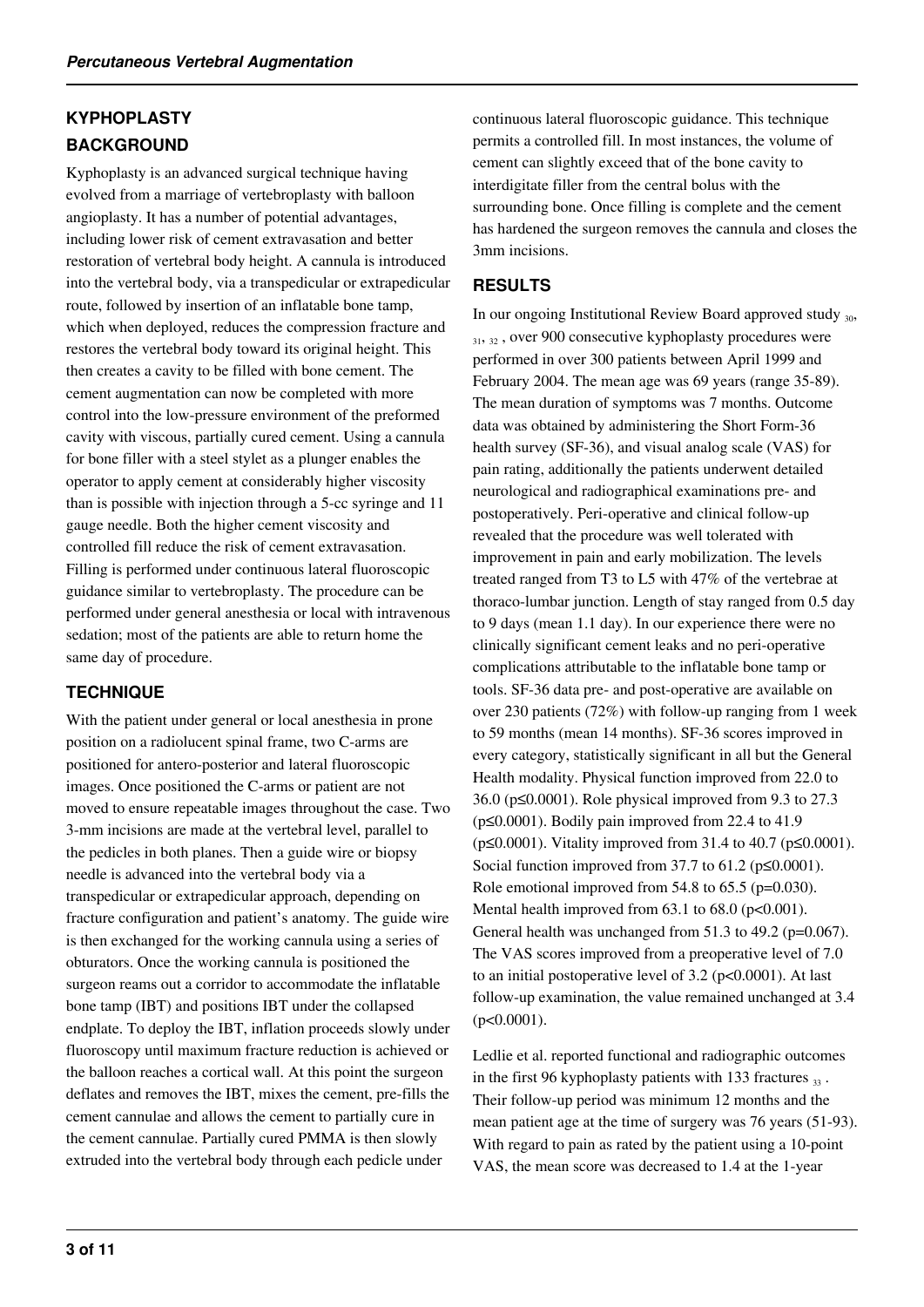## KYPHOPLASTY

## BACKGROUND

Kyphoplasty is an advanced surgical technique having evolved from a marriage of vertebroplasty with balloon angioplasty. It has a number of potential advantages, including lower risk of cement extravasation and better restoration of vertebral body height. A cannula is introduced into the vertebral body, via a transpedicular or extrapedicular route, followed by insertion of an inflatable bone tamp, which when deployed, reduces the compression fracture and restores the vertebral body toward its original height. This then creates a cavity to be filled with bone cement. The cement augmentation can now be completed with more control into the low-pressure environment of the preformed cavity with viscous, partially cured cement. Using a cannula for bone filler with a steel stylet as a plunger enables the operator to apply cement at considerably higher viscosity than is possible with injection through a 5-cc syringe and 11 gauge needle. Both the higher cement viscosity and controlled fill reduce the risk of cement extravasation. Filling is performed under continuous lateral fluoroscopic guidance similar to vertebroplasty. The procedure can be performed under general anesthesia or local with intravenous sedation; most of the patients are able to return home the same day of procedure.

## TECHNIQUE

With the patient under general or local anesthesia in prone position on a radiolucent spinal frame, two C-arms are positioned for antero-posterior and lateral fluoroscopic images. Once positioned the C-arms or patient are not moved to ensure repeatable images throughout the case. Two 3-mm incisions are made at the vertebral level, parallel to the pedicles in both planes. Then a guide wire or biopsy needle is advanced into the vertebral body via a transpedicular or extrapedicular approach, depending on fracture configuration and patient's anatomy. The guide wire is then exchanged for the working cannula using a series of obturators. Once the working cannula is positioned the surgeon reams out a corridor to accommodate the inflatable bone tamp (IBT) and positions IBT under the collapsed endplate. To deploy the IBT, inflation proceeds slowly under fluoroscopy until maximum fracture reduction is achieved or the balloon reaches a cortical wall. At this point the surgeon deflates and removes the IBT, mixes the cement, pre-fills the cement cannulae and allows the cement to partially cure in the cement cannulae. Partially cured PMMA is then slowly extruded into the vertebral body through each pedicle under continuous lateral fluoroscopic guidance. This technique permits a controlled fill. In most instances, the volume of cement can slightly exceed that of the bone cavity to interdigitate filler from the central bolus with the surrounding bone. Once filling is complete and the cement has hardened the surgeon removes the cannula and closes the 3mm incisions.

## RESULTS

In our ongoing Institutional Review Board approved study [30, 31, 32], over 900 consecutive kyphoplasty procedures were performed in over 300 patients between April 1999 and February 2004. The mean age was 69 years (range 35-89). The mean duration of symptoms was 7 months. Outcome data was obtained by administering the Short Form-36 health survey (SF-36), and visual analog scale (VAS) for pain rating, additionally the patients underwent detailed neurological and radiographical examinations pre- and postoperatively. Peri-operative and clinical follow-up revealed that the procedure was well tolerated with improvement in pain and early mobilization. The levels treated ranged from T3 to L5 with 47% of the vertebrae at thoraco-lumbar junction. Length of stay ranged from 0.5 day to 9 days (mean 1.1 day). In our experience there were no clinically significant cement leaks and no peri-operative complications attributable to the inflatable bone tamp or tools. SF-36 data pre- and post-operative are available on over 230 patients (72%) with follow-up ranging from 1 week to 59 months (mean 14 months). SF-36 scores improved in every category, statistically significant in all but the General Health modality. Physical function improved from 22.0 to 36.0 ($p \leq 0.0001$). Role physical improved from 9.3 to 27.3 ($p \leq 0.0001$). Bodily pain improved from 22.4 to 41.9 ($p \leq 0.0001$). Vitality improved from 31.4 to 40.7 ($p \leq 0.0001$). Social function improved from 37.7 to 61.2 ($p \leq 0.0001$). Role emotional improved from 54.8 to 65.5 ($p = 0.030$). Mental health improved from 63.1 to 68.0 ($p < 0.001$). General health was unchanged from 51.3 to 49.2 ($p = 0.067$). The VAS scores improved from a preoperative level of 7.0 to an initial postoperative level of 3.2 ($p < 0.0001$). At last follow-up examination, the value remained unchanged at 3.4 ($p < 0.0001$).

Ledlie et al. reported functional and radiographic outcomes in the first 96 kyphoplasty patients with 133 fractures [33]. Their follow-up period was minimum 12 months and the mean patient age at the time of surgery was 76 years (51-93). With regard to pain as rated by the patient using a 10-point VAS, the mean score was decreased to 1.4 at the 1-year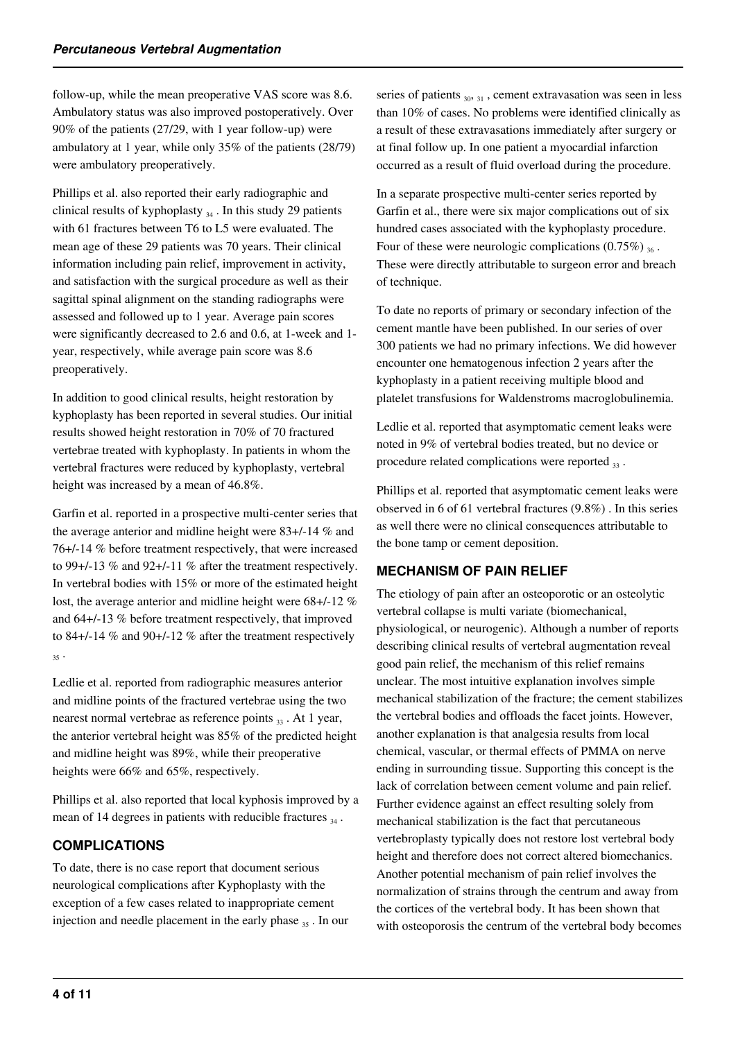follow-up, while the mean preoperative VAS score was 8.6. Ambulatory status was also improved postoperatively. Over 90% of the patients (27/29, with 1 year follow-up) were ambulatory at 1 year, while only 35% of the patients (28/79) were ambulatory preoperatively.

Phillips et al. also reported their early radiographic and clinical results of kyphoplasty [34]. In this study 29 patients with 61 fractures between T6 to L5 were evaluated. The mean age of these 29 patients was 70 years. Their clinical information including pain relief, improvement in activity, and satisfaction with the surgical procedure as well as their sagittal spinal alignment on the standing radiographs were assessed and followed up to 1 year. Average pain scores were significantly decreased to 2.6 and 0.6, at 1-week and 1-year, respectively, while average pain score was 8.6 preoperatively.

In addition to good clinical results, height restoration by kyphoplasty has been reported in several studies. Our initial results showed height restoration in 70% of 70 fractured vertebrae treated with kyphoplasty. In patients in whom the vertebral fractures were reduced by kyphoplasty, vertebral height was increased by a mean of 46.8%.

Garfin et al. reported in a prospective multi-center series that the average anterior and midline height were 83+/-14 % and 76+/-14 % before treatment respectively, that were increased to 99+/-13 % and 92+/-11 % after the treatment respectively. In vertebral bodies with 15% or more of the estimated height lost, the average anterior and midline height were 68+/-12 % and 64+/-13 % before treatment respectively, that improved to 84+/-14 % and 90+/-12 % after the treatment respectively [35].

Ledlie et al. reported from radiographic measures anterior and midline points of the fractured vertebrae using the two nearest normal vertebrae as reference points [33]. At 1 year, the anterior vertebral height was 85% of the predicted height and midline height was 89%, while their preoperative heights were 66% and 65%, respectively.

Phillips et al. also reported that local kyphosis improved by a mean of 14 degrees in patients with reducible fractures [34].

## COMPLICATIONS

To date, there is no case report that document serious neurological complications after Kyphoplasty with the exception of a few cases related to inappropriate cement injection and needle placement in the early phase [35]. In our series of patients [30, 31], cement extravasation was seen in less than 10% of cases. No problems were identified clinically as a result of these extravasations immediately after surgery or at final follow up. In one patient a myocardial infarction occurred as a result of fluid overload during the procedure.

In a separate prospective multi-center series reported by Garfin et al., there were six major complications out of six hundred cases associated with the kyphoplasty procedure. Four of these were neurologic complications (0.75%) [36]. These were directly attributable to surgeon error and breach of technique.

To date no reports of primary or secondary infection of the cement mantle have been published. In our series of over 300 patients we had no primary infections. We did however encounter one hematogenous infection 2 years after the kyphoplasty in a patient receiving multiple blood and platelet transfusions for Waldenstroms macroglobulinemia.

Ledlie et al. reported that asymptomatic cement leaks were noted in 9% of vertebral bodies treated, but no device or procedure related complications were reported [33].

Phillips et al. reported that asymptomatic cement leaks were observed in 6 of 61 vertebral fractures (9.8%) . In this series as well there were no clinical consequences attributable to the bone tamp or cement deposition.

## MECHANISM OF PAIN RELIEF

The etiology of pain after an osteoporotic or an osteolytic vertebral collapse is multi variate (biomechanical, physiological, or neurogenic). Although a number of reports describing clinical results of vertebral augmentation reveal good pain relief, the mechanism of this relief remains unclear. The most intuitive explanation involves simple mechanical stabilization of the fracture; the cement stabilizes the vertebral bodies and offloads the facet joints. However, another explanation is that analgesia results from local chemical, vascular, or thermal effects of PMMA on nerve ending in surrounding tissue. Supporting this concept is the lack of correlation between cement volume and pain relief. Further evidence against an effect resulting solely from mechanical stabilization is the fact that percutaneous vertebroplasty typically does not restore lost vertebral body height and therefore does not correct altered biomechanics. Another potential mechanism of pain relief involves the normalization of strains through the centrum and away from the cortices of the vertebral body. It has been shown that with osteoporosis the centrum of the vertebral body becomes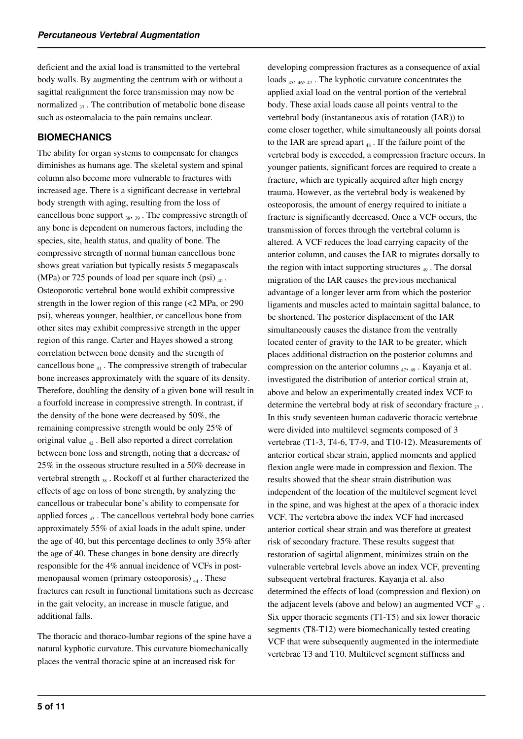deficient and the axial load is transmitted to the vertebral body walls. By augmenting the centrum with or without a sagittal realignment the force transmission may now be normalized [37]. The contribution of metabolic bone disease such as osteomalacia to the pain remains unclear.

## BIOMECHANICS

The ability for organ systems to compensate for changes diminishes as humans age. The skeletal system and spinal column also become more vulnerable to fractures with increased age. There is a significant decrease in vertebral body strength with aging, resulting from the loss of cancellous bone support [38, 39]. The compressive strength of any bone is dependent on numerous factors, including the species, site, health status, and quality of bone. The compressive strength of normal human cancellous bone shows great variation but typically resists 5 megapascals (MPa) or 725 pounds of load per square inch (psi) [40]. Osteoporotic vertebral bone would exhibit compressive strength in the lower region of this range (<2 MPa, or 290 psi), whereas younger, healthier, or cancellous bone from other sites may exhibit compressive strength in the upper region of this range. Carter and Hayes showed a strong correlation between bone density and the strength of cancellous bone [41]. The compressive strength of trabecular bone increases approximately with the square of its density. Therefore, doubling the density of a given bone will result in a fourfold increase in compressive strength. In contrast, if the density of the bone were decreased by 50%, the remaining compressive strength would be only 25% of original value [42]. Bell also reported a direct correlation between bone loss and strength, noting that a decrease of 25% in the osseous structure resulted in a 50% decrease in vertebral strength [38]. Rockoff et al further characterized the effects of age on loss of bone strength, by analyzing the cancellous or trabecular bone's ability to compensate for applied forces [43]. The cancellous vertebral body bone carries approximately 55% of axial loads in the adult spine, under the age of 40, but this percentage declines to only 35% after the age of 40. These changes in bone density are directly responsible for the 4% annual incidence of VCFs in post-menopausal women (primary osteoporosis) [44]. These fractures can result in functional limitations such as decrease in the gait velocity, an increase in muscle fatigue, and additional falls.

The thoracic and thoraco-lumbar regions of the spine have a natural kyphotic curvature. This curvature biomechanically places the ventral thoracic spine at an increased risk for developing compression fractures as a consequence of axial loads [45, 46, 47]. The kyphotic curvature concentrates the applied axial load on the ventral portion of the vertebral body. These axial loads cause all points ventral to the vertebral body (instantaneous axis of rotation (IAR)) to come closer together, while simultaneously all points dorsal to the IAR are spread apart [48]. If the failure point of the vertebral body is exceeded, a compression fracture occurs. In younger patients, significant forces are required to create a fracture, which are typically acquired after high energy trauma. However, as the vertebral body is weakened by osteoporosis, the amount of energy required to initiate a fracture is significantly decreased. Once a VCF occurs, the transmission of forces through the vertebral column is altered. A VCF reduces the load carrying capacity of the anterior column, and causes the IAR to migrates dorsally to the region with intact supporting structures [49]. The dorsal migration of the IAR causes the previous mechanical advantage of a longer lever arm from which the posterior ligaments and muscles acted to maintain sagittal balance, to be shortened. The posterior displacement of the IAR simultaneously causes the distance from the ventrally located center of gravity to the IAR to be greater, which places additional distraction on the posterior columns and compression on the anterior columns [47, 49]. Kayanja et al. investigated the distribution of anterior cortical strain at, above and below an experimentally created index VCF to determine the vertebral body at risk of secondary fracture [37]. In this study seventeen human cadaveric thoracic vertebrae were divided into multilevel segments composed of 3 vertebrae (T1-3, T4-6, T7-9, and T10-12). Measurements of anterior cortical shear strain, applied moments and applied flexion angle were made in compression and flexion. The results showed that the shear strain distribution was independent of the location of the multilevel segment level in the spine, and was highest at the apex of a thoracic index VCF. The vertebra above the index VCF had increased anterior cortical shear strain and was therefore at greatest risk of secondary fracture. These results suggest that restoration of sagittal alignment, minimizes strain on the vulnerable vertebral levels above an index VCF, preventing subsequent vertebral fractures. Kayanja et al. also determined the effects of load (compression and flexion) on the adjacent levels (above and below) an augmented VCF [50]. Six upper thoracic segments (T1-T5) and six lower thoracic segments (T8-T12) were biomechanically tested creating VCF that were subsequently augmented in the intermediate vertebrae T3 and T10. Multilevel segment stiffness and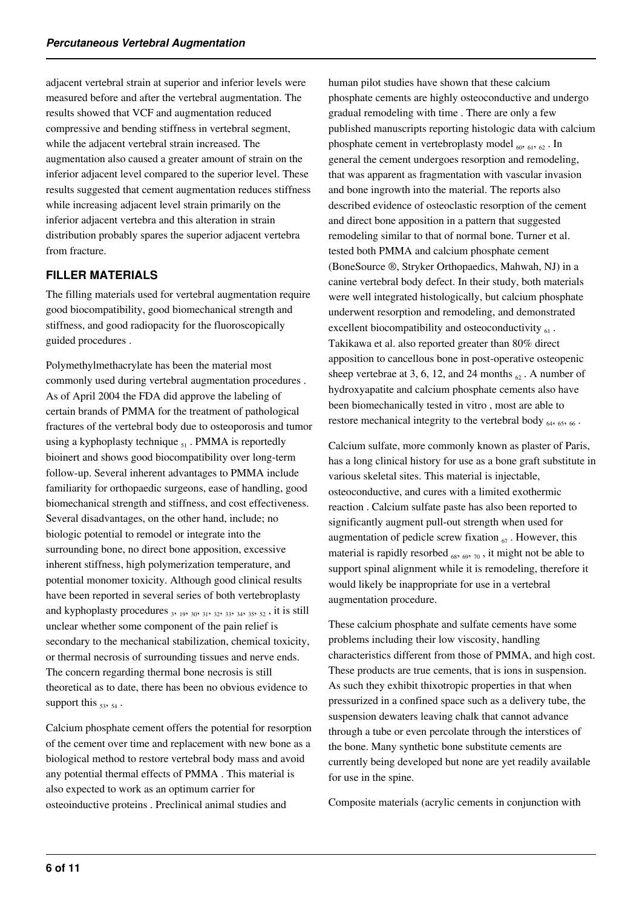adjacent vertebral strain at superior and inferior levels were measured before and after the vertebral augmentation. The results showed that VCF and augmentation reduced compressive and bending stiffness in vertebral segment, while the adjacent vertebral strain increased. The augmentation also caused a greater amount of strain on the inferior adjacent level compared to the superior level. These results suggested that cement augmentation reduces stiffness while increasing adjacent level strain primarily on the inferior adjacent vertebra and this alteration in strain distribution probably spares the superior adjacent vertebra from fracture.

## FILLER MATERIALS

The filling materials used for vertebral augmentation require good biocompatibility, good biomechanical strength and stiffness, and good radiopacity for the fluoroscopically guided procedures .

Polymethylmethacrylate has been the material most commonly used during vertebral augmentation procedures . As of April 2004 the FDA did approve the labeling of certain brands of PMMA for the treatment of pathological fractures of the vertebral body due to osteoporosis and tumor using a kyphoplasty technique [51] . PMMA is reportedly bioinert and shows good biocompatibility over long-term follow-up. Several inherent advantages to PMMA include familiarity for orthopaedic surgeons, ease of handling, good biomechanical strength and stiffness, and cost effectiveness. Several disadvantages, on the other hand, include; no biologic potential to remodel or integrate into the surrounding bone, no direct bone apposition, excessive inherent stiffness, high polymerization temperature, and potential monomer toxicity. Although good clinical results have been reported in several series of both vertebroplasty and kyphoplasty procedures [3, 19, 30, 31, 32, 33, 34, 35, 52] , it is still unclear whether some component of the pain relief is secondary to the mechanical stabilization, chemical toxicity, or thermal necrosis of surrounding tissues and nerve ends. The concern regarding thermal bone necrosis is still theoretical as to date, there has been no obvious evidence to support this [53, 54] .

Calcium phosphate cement offers the potential for resorption of the cement over time and replacement with new bone as a biological method to restore vertebral body mass and avoid any potential thermal effects of PMMA . This material is also expected to work as an optimum carrier for osteoinductive proteins . Preclinical animal studies and human pilot studies have shown that these calcium phosphate cements are highly osteoconductive and undergo gradual remodeling with time . There are only a few published manuscripts reporting histologic data with calcium phosphate cement in vertebroplasty model [60, 61, 62] . In general the cement undergoes resorption and remodeling, that was apparent as fragmentation with vascular invasion and bone ingrowth into the material. The reports also described evidence of osteoclastic resorption of the cement and direct bone apposition in a pattern that suggested remodeling similar to that of normal bone. Turner et al. tested both PMMA and calcium phosphate cement (BoneSource ®, Stryker Orthopaedics, Mahwah, NJ) in a canine vertebral body defect. In their study, both materials were well integrated histologically, but calcium phosphate underwent resorption and remodeling, and demonstrated excellent biocompatibility and osteoconductivity [61] . Takikawa et al. also reported greater than 80% direct apposition to cancellous bone in post-operative osteopenic sheep vertebrae at 3, 6, 12, and 24 months [62] . A number of hydroxyapatite and calcium phosphate cements also have been biomechanically tested in vitro , most are able to restore mechanical integrity to the vertebral body [64, 65, 66] .

Calcium sulfate, more commonly known as plaster of Paris, has a long clinical history for use as a bone graft substitute in various skeletal sites. This material is injectable, osteoconductive, and cures with a limited exothermic reaction . Calcium sulfate paste has also been reported to significantly augment pull-out strength when used for augmentation of pedicle screw fixation [67] . However, this material is rapidly resorbed [68, 69, 70] , it might not be able to support spinal alignment while it is remodeling, therefore it would likely be inappropriate for use in a vertebral augmentation procedure.

These calcium phosphate and sulfate cements have some problems including their low viscosity, handling characteristics different from those of PMMA, and high cost. These products are true cements, that is ions in suspension. As such they exhibit thixotropic properties in that when pressurized in a confined space such as a delivery tube, the suspension dewaters leaving chalk that cannot advance through a tube or even percolate through the interstices of the bone. Many synthetic bone substitute cements are currently being developed but none are yet readily available for use in the spine.

Composite materials (acrylic cements in conjunction with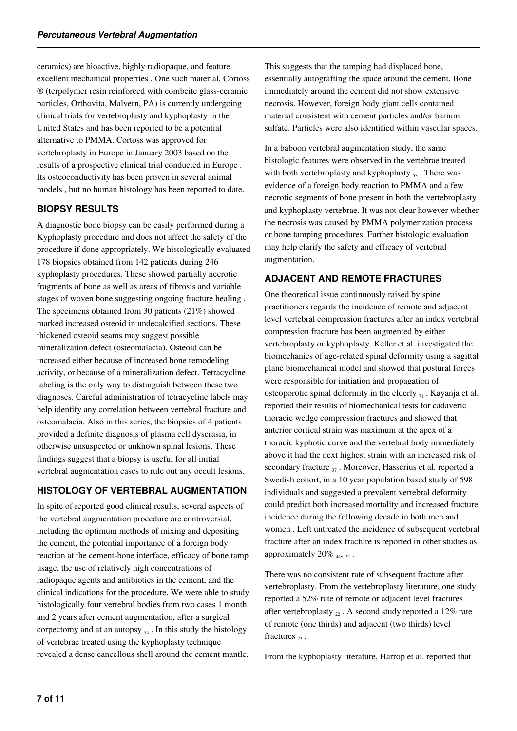ceramics) are bioactive, highly radiopaque, and feature excellent mechanical properties . One such material, Cortoss ® (terpolymer resin reinforced with combeite glass-ceramic particles, Orthovita, Malvern, PA) is currently undergoing clinical trials for vertebroplasty and kyphoplasty in the United States and has been reported to be a potential alternative to PMMA. Cortoss was approved for vertebroplasty in Europe in January 2003 based on the results of a prospective clinical trial conducted in Europe . Its osteoconductivity has been proven in several animal models , but no human histology has been reported to date.

## BIOPSY RESULTS

A diagnostic bone biopsy can be easily performed during a Kyphoplasty procedure and does not affect the safety of the procedure if done appropriately. We histologically evaluated 178 biopsies obtained from 142 patients during 246 kyphoplasty procedures. These showed partially necrotic fragments of bone as well as areas of fibrosis and variable stages of woven bone suggesting ongoing fracture healing . The specimens obtained from 30 patients (21%) showed marked increased osteoid in undecalcified sections. These thickened osteoid seams may suggest possible mineralization defect (osteomalacia). Osteoid can be increased either because of increased bone remodeling activity, or because of a mineralization defect. Tetracycline labeling is the only way to distinguish between these two diagnoses. Careful administration of tetracycline labels may help identify any correlation between vertebral fracture and osteomalacia. Also in this series, the biopsies of 4 patients provided a definite diagnosis of plasma cell dyscrasia, in otherwise unsuspected or unknown spinal lesions. These findings suggest that a biopsy is useful for all initial vertebral augmentation cases to rule out any occult lesions.

## HISTOLOGY OF VERTEBRAL AUGMENTATION

In spite of reported good clinical results, several aspects of the vertebral augmentation procedure are controversial, including the optimum methods of mixing and depositing the cement, the potential importance of a foreign body reaction at the cement-bone interface, efficacy of bone tamp usage, the use of relatively high concentrations of radiopaque agents and antibiotics in the cement, and the clinical indications for the procedure. We were able to study histologically four vertebral bodies from two cases 1 month and 2 years after cement augmentation, after a surgical corpectomy and at an autopsy [54]. In this study the histology of vertebrae treated using the kyphoplasty technique revealed a dense cancellous shell around the cement mantle. This suggests that the tamping had displaced bone, essentially autografting the space around the cement. Bone immediately around the cement did not show extensive necrosis. However, foreign body giant cells contained material consistent with cement particles and/or barium sulfate. Particles were also identified within vascular spaces.

In a baboon vertebral augmentation study, the same histologic features were observed in the vertebrae treated with both vertebroplasty and kyphoplasty [53]. There was evidence of a foreign body reaction to PMMA and a few necrotic segments of bone present in both the vertebroplasty and kyphoplasty vertebrae. It was not clear however whether the necrosis was caused by PMMA polymerization process or bone tamping procedures. Further histologic evaluation may help clarify the safety and efficacy of vertebral augmentation.

## ADJACENT AND REMOTE FRACTURES

One theoretical issue continuously raised by spine practitioners regards the incidence of remote and adjacent level vertebral compression fractures after an index vertebral compression fracture has been augmented by either vertebroplasty or kyphoplasty. Keller et al. investigated the biomechanics of age-related spinal deformity using a sagittal plane biomechanical model and showed that postural forces were responsible for initiation and propagation of osteoporotic spinal deformity in the elderly [71]. Kayanja et al. reported their results of biomechanical tests for cadaveric thoracic wedge compression fractures and showed that anterior cortical strain was maximum at the apex of a thoracic kyphotic curve and the vertebral body immediately above it had the next highest strain with an increased risk of secondary fracture [37]. Moreover, Hasserius et al. reported a Swedish cohort, in a 10 year population based study of 598 individuals and suggested a prevalent vertebral deformity could predict both increased mortality and increased fracture incidence during the following decade in both men and women . Left untreated the incidence of subsequent vertebral fracture after an index fracture is reported in other studies as approximately 20% [44, 72].

There was no consistent rate of subsequent fracture after vertebroplasty. From the vertebroplasty literature, one study reported a 52% rate of remote or adjacent level fractures after vertebroplasty [22]. A second study reported a 12% rate of remote (one thirds) and adjacent (two thirds) level fractures [73].

From the kyphoplasty literature, Harrop et al. reported that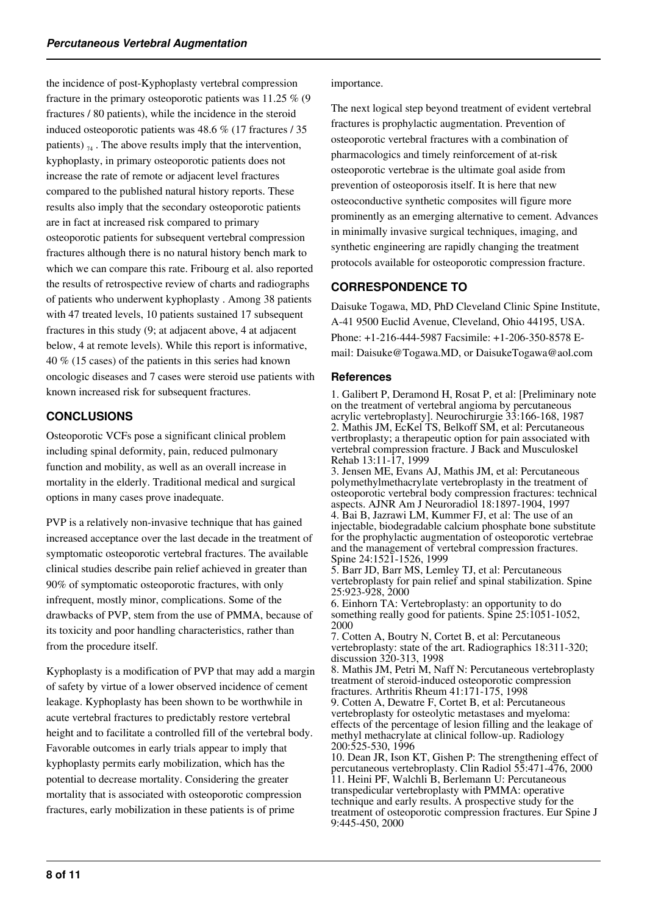the incidence of post-Kyphoplasty vertebral compression fracture in the primary osteoporotic patients was 11.25 % (9 fractures / 80 patients), while the incidence in the steroid induced osteoporotic patients was 48.6 % (17 fractures / 35 patients) [74]. The above results imply that the intervention, kyphoplasty, in primary osteoporotic patients does not increase the rate of remote or adjacent level fractures compared to the published natural history reports. These results also imply that the secondary osteoporotic patients are in fact at increased risk compared to primary osteoporotic patients for subsequent vertebral compression fractures although there is no natural history bench mark to which we can compare this rate. Fribourg et al. also reported the results of retrospective review of charts and radiographs of patients who underwent kyphoplasty . Among 38 patients with 47 treated levels, 10 patients sustained 17 subsequent fractures in this study (9; at adjacent above, 4 at adjacent below, 4 at remote levels). While this report is informative, 40 % (15 cases) of the patients in this series had known oncologic diseases and 7 cases were steroid use patients with known increased risk for subsequent fractures.

## CONCLUSIONS

Osteoporotic VCFs pose a significant clinical problem including spinal deformity, pain, reduced pulmonary function and mobility, as well as an overall increase in mortality in the elderly. Traditional medical and surgical options in many cases prove inadequate.

PVP is a relatively non-invasive technique that has gained increased acceptance over the last decade in the treatment of symptomatic osteoporotic vertebral fractures. The available clinical studies describe pain relief achieved in greater than 90% of symptomatic osteoporotic fractures, with only infrequent, mostly minor, complications. Some of the drawbacks of PVP, stem from the use of PMMA, because of its toxicity and poor handling characteristics, rather than from the procedure itself.

Kyphoplasty is a modification of PVP that may add a margin of safety by virtue of a lower observed incidence of cement leakage. Kyphoplasty has been shown to be worthwhile in acute vertebral fractures to predictably restore vertebral height and to facilitate a controlled fill of the vertebral body. Favorable outcomes in early trials appear to imply that kyphoplasty permits early mobilization, which has the potential to decrease mortality. Considering the greater mortality that is associated with osteoporotic compression fractures, early mobilization in these patients is of prime importance.

The next logical step beyond treatment of evident vertebral fractures is prophylactic augmentation. Prevention of osteoporotic vertebral fractures with a combination of pharmacologics and timely reinforcement of at-risk osteoporotic vertebrae is the ultimate goal aside from prevention of osteoporosis itself. It is here that new osteoconductive synthetic composites will figure more prominently as an emerging alternative to cement. Advances in minimally invasive surgical techniques, imaging, and synthetic engineering are rapidly changing the treatment protocols available for osteoporotic compression fracture.

## CORRESPONDENCE TO

Daisuke Togawa, MD, PhD Cleveland Clinic Spine Institute, A-41 9500 Euclid Avenue, Cleveland, Ohio 44195, USA. Phone: +1-216-444-5987 Facsimile: +1-206-350-8578 E-mail: Daisuke@Togawa.MD, or DaisukeTogawa@aol.com

### References

1. Galibert P, Deramond H, Rosat P, et al: [Preliminary note on the treatment of vertebral angioma by percutaneous acrylic vertebroplasty]. Neurochirurgie 33:166-168, 1987
2. Mathis JM, EcKel TS, Belkoff SM, et al: Percutaneous vertbroplasty; a therapeutic option for pain associated with vertebral compression fracture. J Back and Musculoskel Rehab 13:11-17, 1999
3. Jensen ME, Evans AJ, Mathis JM, et al: Percutaneous polymethylmethacrylate vertebroplasty in the treatment of osteoporotic vertebral body compression fractures: technical aspects. AJNR Am J Neuroradiol 18:1897-1904, 1997
4. Bai B, Jazrawi LM, Kummer FJ, et al: The use of an injectable, biodegradable calcium phosphate bone substitute for the prophylactic augmentation of osteoporotic vertebrae and the management of vertebral compression fractures. Spine 24:1521-1526, 1999
5. Barr JD, Barr MS, Lemley TJ, et al: Percutaneous vertebroplasty for pain relief and spinal stabilization. Spine 25:923-928, 2000
6. Einhorn TA: Vertebroplasty: an opportunity to do something really good for patients. Spine 25:1051-1052, 2000
7. Cotten A, Boutry N, Cortet B, et al: Percutaneous vertebroplasty: state of the art. Radiographics 18:311-320; discussion 320-313, 1998
8. Mathis JM, Petri M, Naff N: Percutaneous vertebroplasty treatment of steroid-induced osteoporotic compression fractures. Arthritis Rheum 41:171-175, 1998
9. Cotten A, Dewatre F, Cortet B, et al: Percutaneous vertebroplasty for osteolytic metastases and myeloma: effects of the percentage of lesion filling and the leakage of methyl methacrylate at clinical follow-up. Radiology 200:525-530, 1996
10. Dean JR, Ison KT, Gishen P: The strengthening effect of percutaneous vertebroplasty. Clin Radiol 55:471-476, 2000
11. Heini PF, Walchli B, Berlemann U: Percutaneous transpedicular vertebroplasty with PMMA: operative technique and early results. A prospective study for the treatment of osteoporotic compression fractures. Eur Spine J 9:445-450, 2000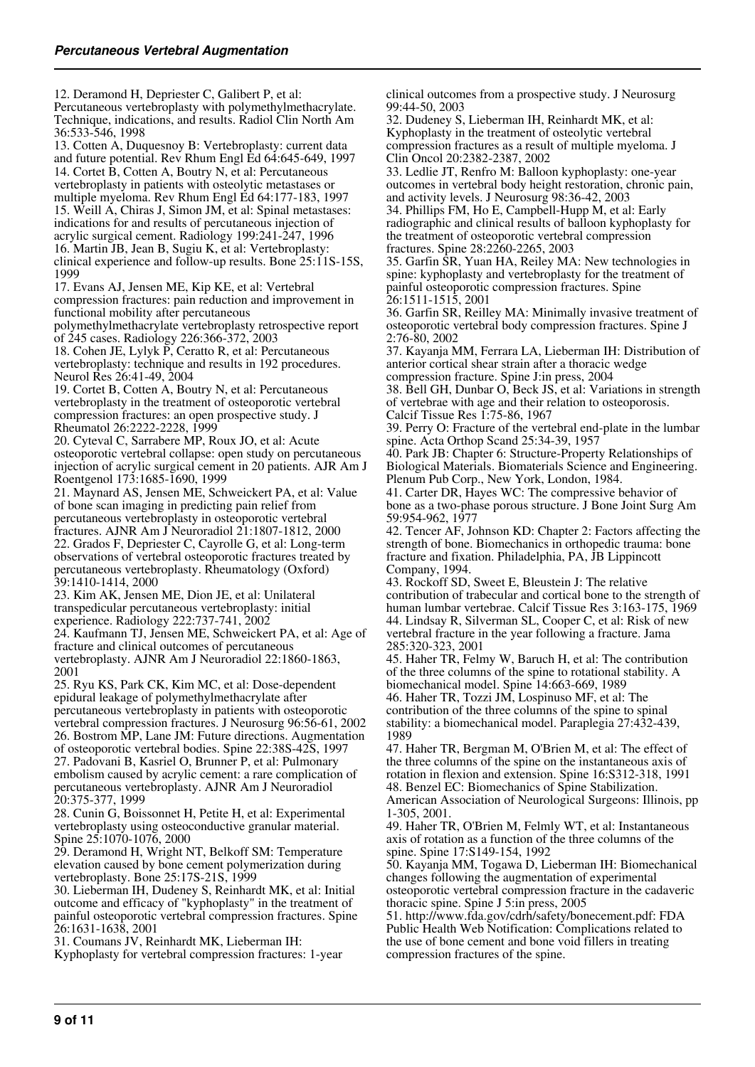12. Deramond H, Depriester C, Galibert P, et al: Percutaneous vertebroplasty with polymethylmethacrylate. Technique, indications, and results. Radiol Clin North Am 36:533-546, 1998

13. Cotten A, Duquesnoy B: Vertebroplasty: current data and future potential. Rev Rhum Engl Ed 64:645-649, 1997

14. Cortet B, Cotten A, Boutry N, et al: Percutaneous vertebroplasty in patients with osteolytic metastases or multiple myeloma. Rev Rhum Engl Ed 64:177-183, 1997

15. Weill A, Chiras J, Simon JM, et al: Spinal metastases: indications for and results of percutaneous injection of acrylic surgical cement. Radiology 199:241-247, 1996

16. Martin JB, Jean B, Sugiu K, et al: Vertebroplasty: clinical experience and follow-up results. Bone 25:11S-15S, 1999

17. Evans AJ, Jensen ME, Kip KE, et al: Vertebral compression fractures: pain reduction and improvement in functional mobility after percutaneous polymethylmethacrylate vertebroplasty retrospective report of 245 cases. Radiology 226:366-372, 2003

18. Cohen JE, Lylyk P, Ceratto R, et al: Percutaneous vertebroplasty: technique and results in 192 procedures. Neurol Res 26:41-49, 2004

19. Cortet B, Cotten A, Boutry N, et al: Percutaneous vertebroplasty in the treatment of osteoporotic vertebral compression fractures: an open prospective study. J Rheumatol 26:2222-2228, 1999

20. Cyteval C, Sarrabere MP, Roux JO, et al: Acute osteoporotic vertebral collapse: open study on percutaneous injection of acrylic surgical cement in 20 patients. AJR Am J Roentgenol 173:1685-1690, 1999

21. Maynard AS, Jensen ME, Schweickert PA, et al: Value of bone scan imaging in predicting pain relief from percutaneous vertebroplasty in osteoporotic vertebral fractures. AJNR Am J Neuroradiol 21:1807-1812, 2000

22. Grados F, Depriester C, Cayrolle G, et al: Long-term observations of vertebral osteoporotic fractures treated by percutaneous vertebroplasty. Rheumatology (Oxford) 39:1410-1414, 2000

23. Kim AK, Jensen ME, Dion JE, et al: Unilateral transpedicular percutaneous vertebroplasty: initial experience. Radiology 222:737-741, 2002

24. Kaufmann TJ, Jensen ME, Schweickert PA, et al: Age of fracture and clinical outcomes of percutaneous vertebroplasty. AJNR Am J Neuroradiol 22:1860-1863, 2001

25. Ryu KS, Park CK, Kim MC, et al: Dose-dependent epidural leakage of polymethylmethacrylate after percutaneous vertebroplasty in patients with osteoporotic vertebral compression fractures. J Neurosurg 96:56-61, 2002

26. Bostrom MP, Lane JM: Future directions. Augmentation of osteoporotic vertebral bodies. Spine 22:38S-42S, 1997

27. Padovani B, Kasriel O, Brunner P, et al: Pulmonary embolism caused by acrylic cement: a rare complication of percutaneous vertebroplasty. AJNR Am J Neuroradiol 20:375-377, 1999

28. Cunin G, Boissonnet H, Petite H, et al: Experimental vertebroplasty using osteoconductive granular material. Spine 25:1070-1076, 2000

29. Deramond H, Wright NT, Belkoff SM: Temperature elevation caused by bone cement polymerization during vertebroplasty. Bone 25:17S-21S, 1999

30. Lieberman IH, Dudeney S, Reinhardt MK, et al: Initial outcome and efficacy of "kyphoplasty" in the treatment of painful osteoporotic vertebral compression fractures. Spine 26:1631-1638, 2001

31. Coumans JV, Reinhardt MK, Lieberman IH: Kyphoplasty for vertebral compression fractures: 1-year clinical outcomes from a prospective study. J Neurosurg 99:44-50, 2003

32. Dudeney S, Lieberman IH, Reinhardt MK, et al: Kyphoplasty in the treatment of osteolytic vertebral compression fractures as a result of multiple myeloma. J Clin Oncol 20:2382-2387, 2002

33. Ledlie JT, Renfro M: Balloon kyphoplasty: one-year outcomes in vertebral body height restoration, chronic pain, and activity levels. J Neurosurg 98:36-42, 2003

34. Phillips FM, Ho E, Campbell-Hupp M, et al: Early radiographic and clinical results of balloon kyphoplasty for the treatment of osteoporotic vertebral compression fractures. Spine 28:2260-2265, 2003

35. Garfin SR, Yuan HA, Reiley MA: New technologies in spine: kyphoplasty and vertebroplasty for the treatment of painful osteoporotic compression fractures. Spine 26:1511-1515, 2001

36. Garfin SR, Reilley MA: Minimally invasive treatment of osteoporotic vertebral body compression fractures. Spine J 2:76-80, 2002

37. Kayanja MM, Ferrara LA, Lieberman IH: Distribution of anterior cortical shear strain after a thoracic wedge compression fracture. Spine J:in press, 2004

38. Bell GH, Dunbar O, Beck JS, et al: Variations in strength of vertebrae with age and their relation to osteoporosis. Calcif Tissue Res 1:75-86, 1967

39. Perry O: Fracture of the vertebral end-plate in the lumbar spine. Acta Orthop Scand 25:34-39, 1957

40. Park JB: Chapter 6: Structure-Property Relationships of Biological Materials. Biomaterials Science and Engineering. Plenum Pub Corp., New York, London, 1984.

41. Carter DR, Hayes WC: The compressive behavior of bone as a two-phase porous structure. J Bone Joint Surg Am 59:954-962, 1977

42. Tencer AF, Johnson KD: Chapter 2: Factors affecting the strength of bone. Biomechanics in orthopedic trauma: bone fracture and fixation. Philadelphia, PA, JB Lippincott Company, 1994.

43. Rockoff SD, Sweet E, Bleustein J: The relative contribution of trabecular and cortical bone to the strength of human lumbar vertebrae. Calcif Tissue Res 3:163-175, 1969

44. Lindsay R, Silverman SL, Cooper C, et al: Risk of new vertebral fracture in the year following a fracture. Jama 285:320-323, 2001

45. Haher TR, Felmy W, Baruch H, et al: The contribution of the three columns of the spine to rotational stability. A biomechanical model. Spine 14:663-669, 1989

46. Haher TR, Tozzi JM, Lospinuso MF, et al: The contribution of the three columns of the spine to spinal stability: a biomechanical model. Paraplegia 27:432-439, 1989

47. Haher TR, Bergman M, O'Brien M, et al: The effect of the three columns of the spine on the instantaneous axis of rotation in flexion and extension. Spine 16:S312-318, 1991

48. Benzel EC: Biomechanics of Spine Stabilization. American Association of Neurological Surgeons: Illinois, pp 1-305, 2001.

49. Haher TR, O'Brien M, Felmly WT, et al: Instantaneous axis of rotation as a function of the three columns of the spine. Spine 17:S149-154, 1992

50. Kayanja MM, Togawa D, Lieberman IH: Biomechanical changes following the augmentation of experimental osteoporotic vertebral compression fracture in the cadaveric thoracic spine. Spine J 5:in press, 2005

51. http://www.fda.gov/cdrh/safety/bonecement.pdf: FDA Public Health Web Notification: Complications related to the use of bone cement and bone void fillers in treating compression fractures of the spine.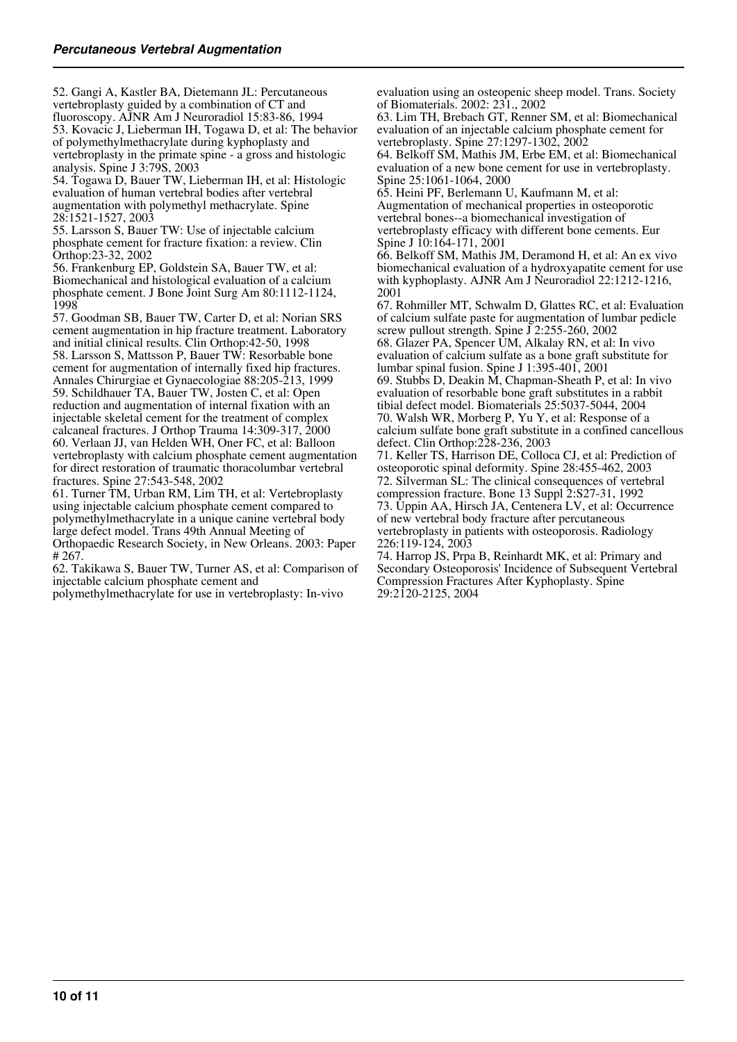52. Gangi A, Kastler BA, Dietemann JL: Percutaneous vertebroplasty guided by a combination of CT and fluoroscopy. AJNR Am J Neuroradiol 15:83-86, 1994

53. Kovacic J, Lieberman IH, Togawa D, et al: The behavior of polymethylmethacrylate during kyphoplasty and vertebroplasty in the primate spine - a gross and histologic analysis. Spine J 3:79S, 2003

54. Togawa D, Bauer TW, Lieberman IH, et al: Histologic evaluation of human vertebral bodies after vertebral augmentation with polymethyl methacrylate. Spine 28:1521-1527, 2003

55. Larsson S, Bauer TW: Use of injectable calcium phosphate cement for fracture fixation: a review. Clin Orthop:23-32, 2002

56. Frankenburg EP, Goldstein SA, Bauer TW, et al: Biomechanical and histological evaluation of a calcium phosphate cement. J Bone Joint Surg Am 80:1112-1124, 1998

57. Goodman SB, Bauer TW, Carter D, et al: Norian SRS cement augmentation in hip fracture treatment. Laboratory and initial clinical results. Clin Orthop:42-50, 1998

58. Larsson S, Mattsson P, Bauer TW: Resorbable bone cement for augmentation of internally fixed hip fractures. Annales Chirurgiae et Gynaecologiae 88:205-213, 1999

59. Schildhauer TA, Bauer TW, Josten C, et al: Open reduction and augmentation of internal fixation with an injectable skeletal cement for the treatment of complex calcaneal fractures. J Orthop Trauma 14:309-317, 2000

60. Verlaan JJ, van Helden WH, Oner FC, et al: Balloon vertebroplasty with calcium phosphate cement augmentation for direct restoration of traumatic thoracolumbar vertebral fractures. Spine 27:543-548, 2002

61. Turner TM, Urban RM, Lim TH, et al: Vertebroplasty using injectable calcium phosphate cement compared to polymethylmethacrylate in a unique canine vertebral body large defect model. Trans 49th Annual Meeting of Orthopaedic Research Society, in New Orleans. 2003: Paper # 267.

62. Takikawa S, Bauer TW, Turner AS, et al: Comparison of injectable calcium phosphate cement and polymethylmethacrylate for use in vertebroplasty: In-vivo evaluation using an osteopenic sheep model. Trans. Society of Biomaterials. 2002: 231., 2002

63. Lim TH, Brebach GT, Renner SM, et al: Biomechanical evaluation of an injectable calcium phosphate cement for vertebroplasty. Spine 27:1297-1302, 2002

64. Belkoff SM, Mathis JM, Erbe EM, et al: Biomechanical evaluation of a new bone cement for use in vertebroplasty. Spine 25:1061-1064, 2000

65. Heini PF, Berlemann U, Kaufmann M, et al: Augmentation of mechanical properties in osteoporotic vertebral bones--a biomechanical investigation of vertebroplasty efficacy with different bone cements. Eur Spine J 10:164-171, 2001

66. Belkoff SM, Mathis JM, Deramond H, et al: An ex vivo biomechanical evaluation of a hydroxyapatite cement for use with kyphoplasty. AJNR Am J Neuroradiol 22:1212-1216, 2001

67. Rohmiller MT, Schwalm D, Glattes RC, et al: Evaluation of calcium sulfate paste for augmentation of lumbar pedicle screw pullout strength. Spine J 2:255-260, 2002

68. Glazer PA, Spencer UM, Alkalay RN, et al: In vivo evaluation of calcium sulfate as a bone graft substitute for lumbar spinal fusion. Spine J 1:395-401, 2001

69. Stubbs D, Deakin M, Chapman-Sheath P, et al: In vivo evaluation of resorbable bone graft substitutes in a rabbit tibial defect model. Biomaterials 25:5037-5044, 2004

70. Walsh WR, Morberg P, Yu Y, et al: Response of a calcium sulfate bone graft substitute in a confined cancellous defect. Clin Orthop:228-236, 2003

71. Keller TS, Harrison DE, Colloca CJ, et al: Prediction of osteoporotic spinal deformity. Spine 28:455-462, 2003

72. Silverman SL: The clinical consequences of vertebral compression fracture. Bone 13 Suppl 2:S27-31, 1992

73. Uppin AA, Hirsch JA, Centenera LV, et al: Occurrence of new vertebral body fracture after percutaneous vertebroplasty in patients with osteoporosis. Radiology 226:119-124, 2003

74. Harrop JS, Prpa B, Reinhardt MK, et al: Primary and Secondary Osteoporosis' Incidence of Subsequent Vertebral Compression Fractures After Kyphoplasty. Spine 29:2120-2125, 2004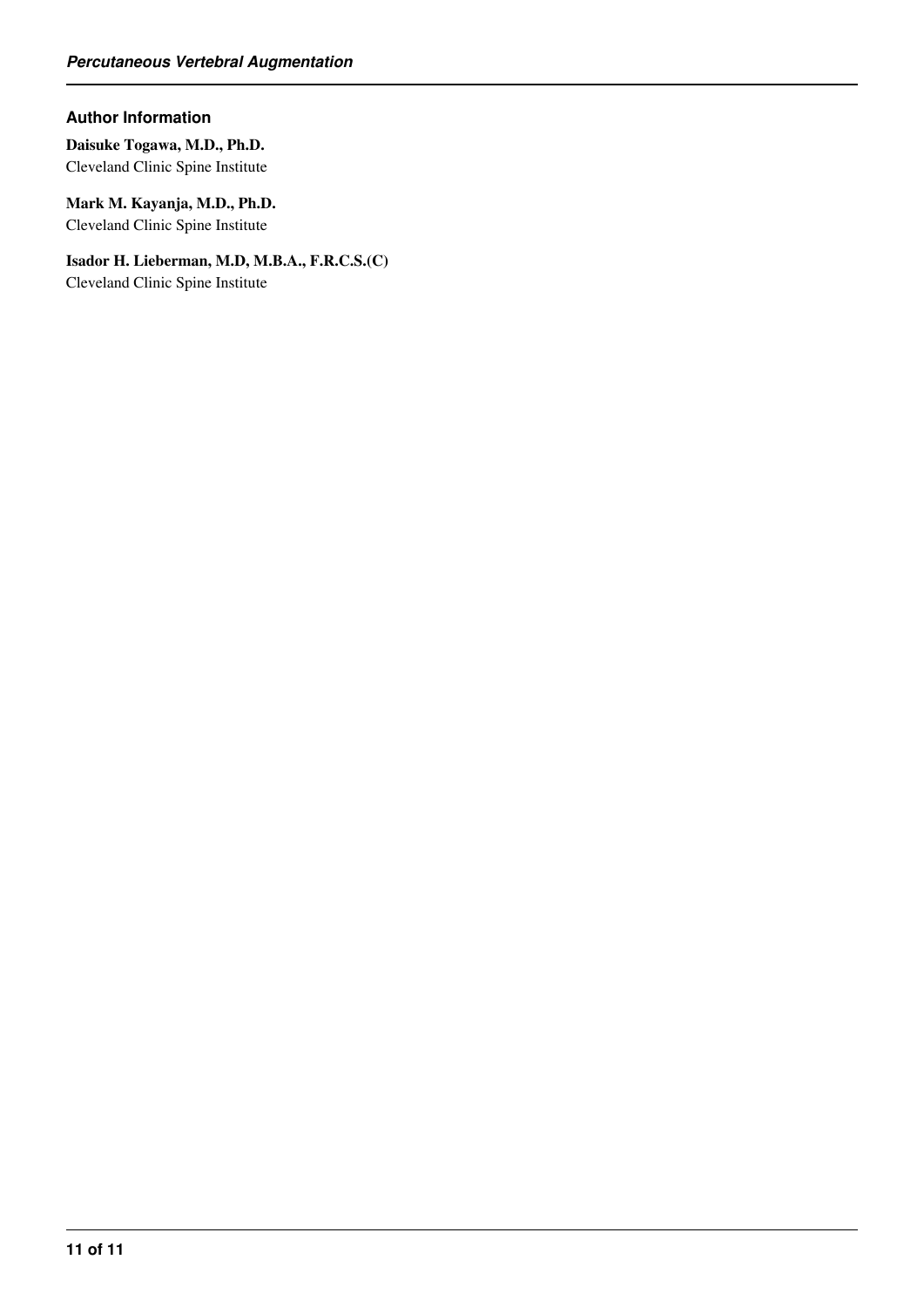### Author Information

**Daisuke Togawa, M.D., Ph.D.**
Cleveland Clinic Spine Institute

**Mark M. Kayanja, M.D., Ph.D.**
Cleveland Clinic Spine Institute

**Isador H. Lieberman, M.D, M.B.A., F.R.C.S.(C)**
Cleveland Clinic Spine Institute